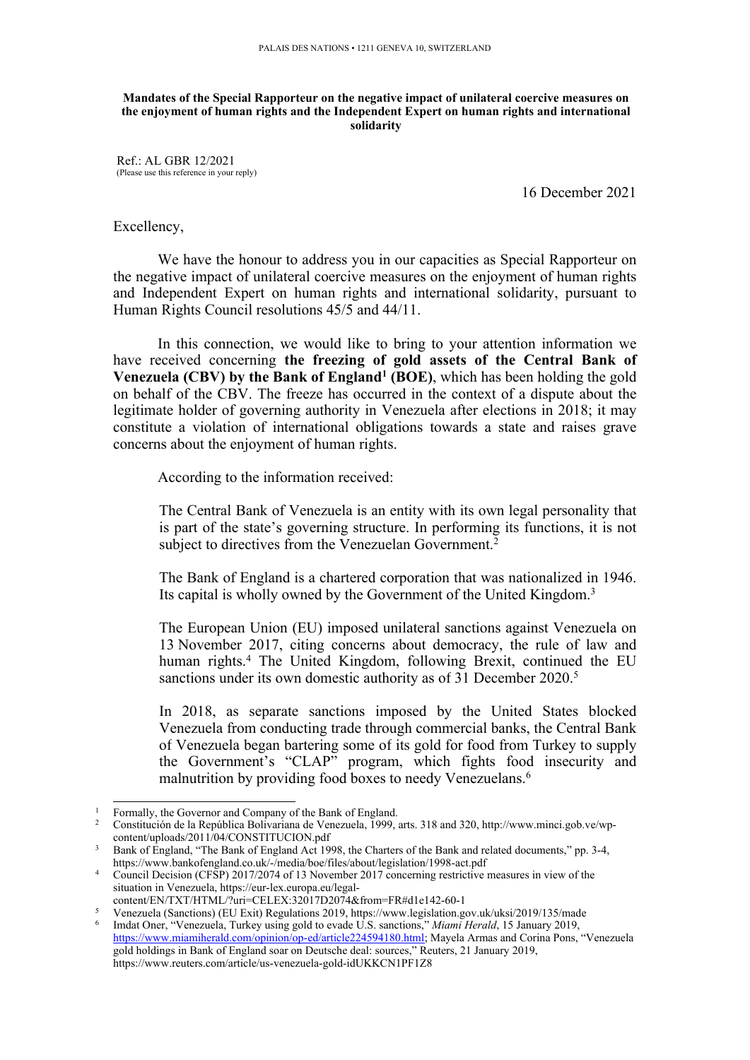PALAIS DES NATIONS • 1211 GENEVA 10, SWITZERLAND

**Mandates of the Special Rapporteur on the negative impact of unilateral coercive measures on the enjoyment of human rights and the Independent Expert on human rights and international solidarity**

Ref.: AL GBR 12/2021
(Please use this reference in your reply)

16 December 2021

Excellency,

We have the honour to address you in our capacities as Special Rapporteur on the negative impact of unilateral coercive measures on the enjoyment of human rights and Independent Expert on human rights and international solidarity, pursuant to Human Rights Council resolutions 45/5 and 44/11.

In this connection, we would like to bring to your attention information we have received concerning **the freezing of gold assets of the Central Bank of Venezuela (CBV) by the Bank of England[1] (BOE)**, which has been holding the gold on behalf of the CBV. The freeze has occurred in the context of a dispute about the legitimate holder of governing authority in Venezuela after elections in 2018; it may constitute a violation of international obligations towards a state and raises grave concerns about the enjoyment of human rights.

According to the information received:

> The Central Bank of Venezuela is an entity with its own legal personality that is part of the state's governing structure. In performing its functions, it is not subject to directives from the Venezuelan Government.[2]
>
> The Bank of England is a chartered corporation that was nationalized in 1946. Its capital is wholly owned by the Government of the United Kingdom.[3]
>
> The European Union (EU) imposed unilateral sanctions against Venezuela on 13 November 2017, citing concerns about democracy, the rule of law and human rights.[4] The United Kingdom, following Brexit, continued the EU sanctions under its own domestic authority as of 31 December 2020.[5]
>
> In 2018, as separate sanctions imposed by the United States blocked Venezuela from conducting trade through commercial banks, the Central Bank of Venezuela began bartering some of its gold for food from Turkey to supply the Government's "CLAP" program, which fights food insecurity and malnutrition by providing food boxes to needy Venezuelans.[6]

---

[1] Formally, the Governor and Company of the Bank of England.

[2] Constitución de la República Bolivariana de Venezuela, 1999, arts. 318 and 320, http://www.minci.gob.ve/wp-content/uploads/2011/04/CONSTITUCION.pdf

[3] Bank of England, "The Bank of England Act 1998, the Charters of the Bank and related documents," pp. 3-4, https://www.bankofengland.co.uk/-/media/boe/files/about/legislation/1998-act.pdf

[4] Council Decision (CFSP) 2017/2074 of 13 November 2017 concerning restrictive measures in view of the situation in Venezuela, https://eur-lex.europa.eu/legal-content/EN/TXT/HTML/?uri=CELEX:32017D2074&from=FR#d1e142-60-1

[5] Venezuela (Sanctions) (EU Exit) Regulations 2019, https://www.legislation.gov.uk/uksi/2019/135/made

[6] Imdat Oner, "Venezuela, Turkey using gold to evade U.S. sanctions," *Miami Herald*, 15 January 2019, https://www.miamiherald.com/opinion/op-ed/article224594180.html; Mayela Armas and Corina Pons, "Venezuela gold holdings in Bank of England soar on Deutsche deal: sources," Reuters, 21 January 2019, https://www.reuters.com/article/us-venezuela-gold-idUKKCN1PF1Z8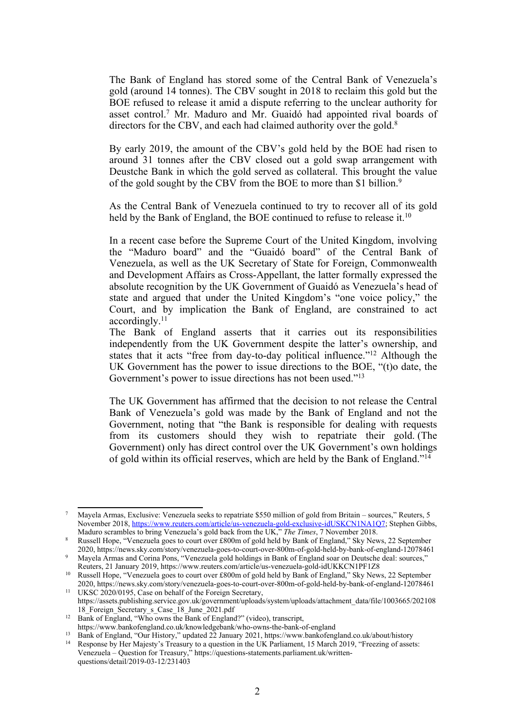The Bank of England has stored some of the Central Bank of Venezuela's gold (around 14 tonnes). The CBV sought in 2018 to reclaim this gold but the BOE refused to release it amid a dispute referring to the unclear authority for asset control.[7] Mr. Maduro and Mr. Guaidó had appointed rival boards of directors for the CBV, and each had claimed authority over the gold.[8]

By early 2019, the amount of the CBV's gold held by the BOE had risen to around 31 tonnes after the CBV closed out a gold swap arrangement with Deustche Bank in which the gold served as collateral. This brought the value of the gold sought by the CBV from the BOE to more than $1 billion.[9]

As the Central Bank of Venezuela continued to try to recover all of its gold held by the Bank of England, the BOE continued to refuse to release it.[10]

In a recent case before the Supreme Court of the United Kingdom, involving the "Maduro board" and the "Guaidó board" of the Central Bank of Venezuela, as well as the UK Secretary of State for Foreign, Commonwealth and Development Affairs as Cross-Appellant, the latter formally expressed the absolute recognition by the UK Government of Guaidó as Venezuela's head of state and argued that under the United Kingdom's "one voice policy," the Court, and by implication the Bank of England, are constrained to act accordingly.[11]

The Bank of England asserts that it carries out its responsibilities independently from the UK Government despite the latter's ownership, and states that it acts "free from day-to-day political influence."[12] Although the UK Government has the power to issue directions to the BOE, "(t)o date, the Government's power to issue directions has not been used."[13]

The UK Government has affirmed that the decision to not release the Central Bank of Venezuela's gold was made by the Bank of England and not the Government, noting that "the Bank is responsible for dealing with requests from its customers should they wish to repatriate their gold. (The Government) only has direct control over the UK Government's own holdings of gold within its official reserves, which are held by the Bank of England."[14]

---

[7] Mayela Armas, Exclusive: Venezuela seeks to repatriate $550 million of gold from Britain – sources," Reuters, 5 November 2018, https://www.reuters.com/article/us-venezuela-gold-exclusive-idUSKCN1NA1Q7; Stephen Gibbs, Maduro scrambles to bring Venezuela's gold back from the UK," *The Times*, 7 November 2018.

[8] Russell Hope, "Venezuela goes to court over £800m of gold held by Bank of England," Sky News, 22 September 2020, https://news.sky.com/story/venezuela-goes-to-court-over-800m-of-gold-held-by-bank-of-england-12078461

[9] Mayela Armas and Corina Pons, "Venezuela gold holdings in Bank of England soar on Deutsche deal: sources," Reuters, 21 January 2019, https://www.reuters.com/article/us-venezuela-gold-idUKKCN1PF1Z8

[10] Russell Hope, "Venezuela goes to court over £800m of gold held by Bank of England," Sky News, 22 September 2020, https://news.sky.com/story/venezuela-goes-to-court-over-800m-of-gold-held-by-bank-of-england-12078461

[11] UKSC 2020/0195, Case on behalf of the Foreign Secretary, https://assets.publishing.service.gov.uk/government/uploads/system/uploads/attachment_data/file/1003665/20210818_Foreign_Secretary_s_Case_18_June_2021.pdf

[12] Bank of England, "Who owns the Bank of England?" (video), transcript, https://www.bankofengland.co.uk/knowledgebank/who-owns-the-bank-of-england

[13] Bank of England, "Our History," updated 22 January 2021, https://www.bankofengland.co.uk/about/history

[14] Response by Her Majesty's Treasury to a question in the UK Parliament, 15 March 2019, "Freezing of assets: Venezuela – Question for Treasury," https://questions-statements.parliament.uk/written-questions/detail/2019-03-12/231403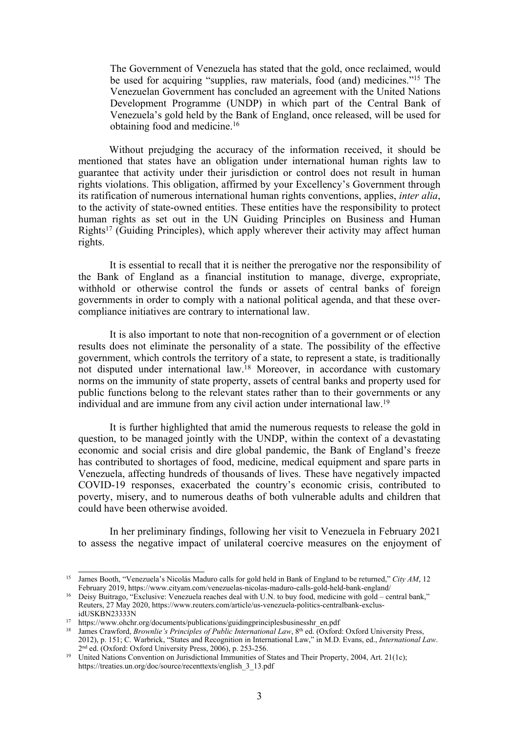> The Government of Venezuela has stated that the gold, once reclaimed, would be used for acquiring "supplies, raw materials, food (and) medicines."[15] The Venezuelan Government has concluded an agreement with the United Nations Development Programme (UNDP) in which part of the Central Bank of Venezuela's gold held by the Bank of England, once released, will be used for obtaining food and medicine.[16]

Without prejudging the accuracy of the information received, it should be mentioned that states have an obligation under international human rights law to guarantee that activity under their jurisdiction or control does not result in human rights violations. This obligation, affirmed by your Excellency's Government through its ratification of numerous international human rights conventions, applies, *inter alia*, to the activity of state-owned entities. These entities have the responsibility to protect human rights as set out in the UN Guiding Principles on Business and Human Rights[17] (Guiding Principles), which apply wherever their activity may affect human rights.

It is essential to recall that it is neither the prerogative nor the responsibility of the Bank of England as a financial institution to manage, diverge, expropriate, withhold or otherwise control the funds or assets of central banks of foreign governments in order to comply with a national political agenda, and that these over-compliance initiatives are contrary to international law.

It is also important to note that non-recognition of a government or of election results does not eliminate the personality of a state. The possibility of the effective government, which controls the territory of a state, to represent a state, is traditionally not disputed under international law.[18] Moreover, in accordance with customary norms on the immunity of state property, assets of central banks and property used for public functions belong to the relevant states rather than to their governments or any individual and are immune from any civil action under international law.[19]

It is further highlighted that amid the numerous requests to release the gold in question, to be managed jointly with the UNDP, within the context of a devastating economic and social crisis and dire global pandemic, the Bank of England's freeze has contributed to shortages of food, medicine, medical equipment and spare parts in Venezuela, affecting hundreds of thousands of lives. These have negatively impacted COVID-19 responses, exacerbated the country's economic crisis, contributed to poverty, misery, and to numerous deaths of both vulnerable adults and children that could have been otherwise avoided.

In her preliminary findings, following her visit to Venezuela in February 2021 to assess the negative impact of unilateral coercive measures on the enjoyment of

---

[15] James Booth, "Venezuela's Nicolás Maduro calls for gold held in Bank of England to be returned," *City AM*, 12 February 2019, https://www.cityam.com/venezuelas-nicolas-maduro-calls-gold-held-bank-england/

[16] Deisy Buitrago, "Exclusive: Venezuela reaches deal with U.N. to buy food, medicine with gold – central bank," Reuters, 27 May 2020, https://www.reuters.com/article/us-venezuela-politics-centralbank-exclus-idUSKBN23333N

[17] https://www.ohchr.org/documents/publications/guidingprinciplesbusinesshr_en.pdf

[18] James Crawford, *Brownlie's Principles of Public International Law*, 8th ed. (Oxford: Oxford University Press, 2012), p. 151; C. Warbrick, "States and Recognition in International Law," in M.D. Evans, ed., *International Law*. 2nd ed. (Oxford: Oxford University Press, 2006), p. 253-256.

[19] United Nations Convention on Jurisdictional Immunities of States and Their Property, 2004, Art. 21(1c); https://treaties.un.org/doc/source/recenttexts/english_3_13.pdf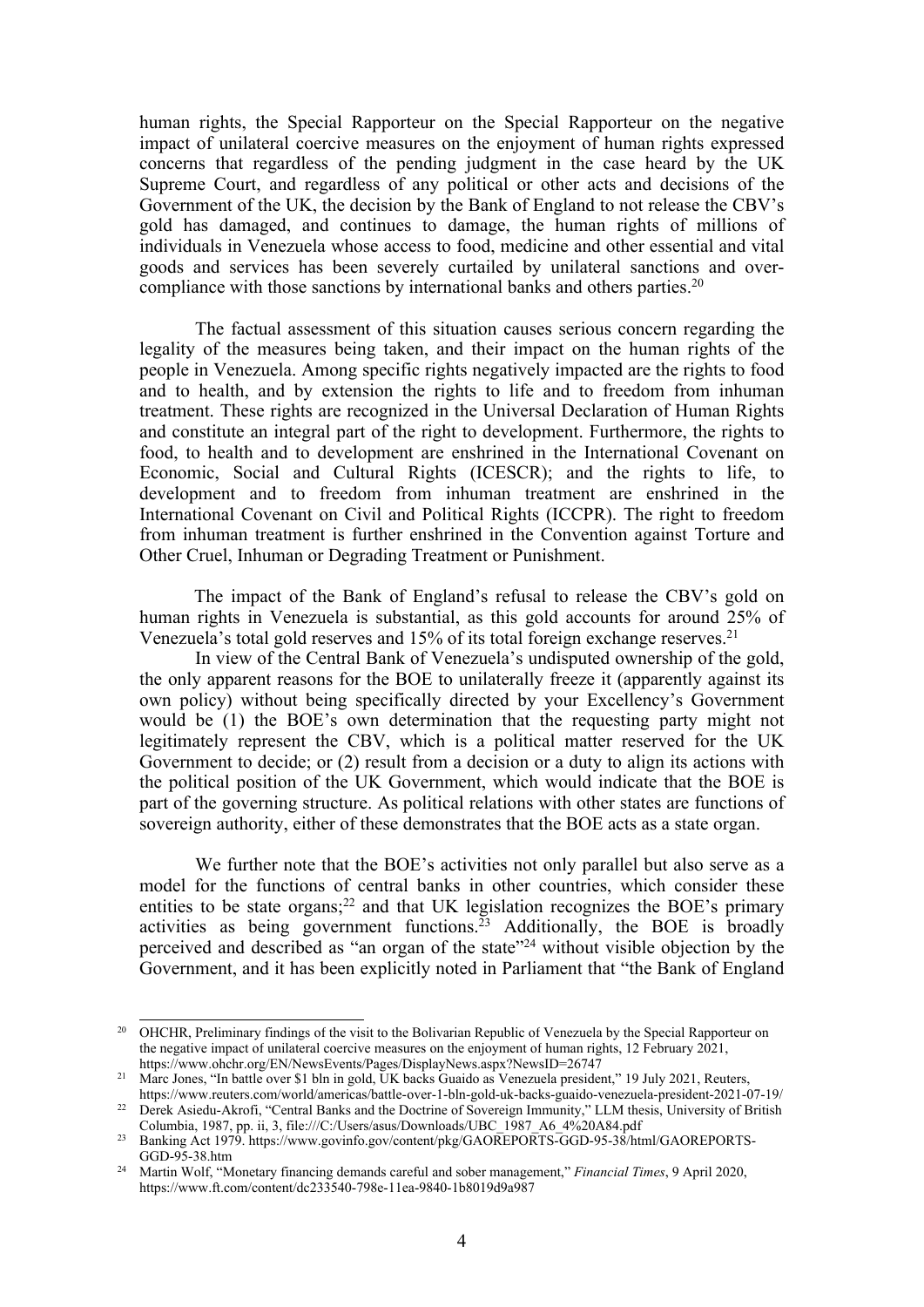human rights, the Special Rapporteur on the Special Rapporteur on the negative impact of unilateral coercive measures on the enjoyment of human rights expressed concerns that regardless of the pending judgment in the case heard by the UK Supreme Court, and regardless of any political or other acts and decisions of the Government of the UK, the decision by the Bank of England to not release the CBV's gold has damaged, and continues to damage, the human rights of millions of individuals in Venezuela whose access to food, medicine and other essential and vital goods and services has been severely curtailed by unilateral sanctions and over-compliance with those sanctions by international banks and others parties.[20]

The factual assessment of this situation causes serious concern regarding the legality of the measures being taken, and their impact on the human rights of the people in Venezuela. Among specific rights negatively impacted are the rights to food and to health, and by extension the rights to life and to freedom from inhuman treatment. These rights are recognized in the Universal Declaration of Human Rights and constitute an integral part of the right to development. Furthermore, the rights to food, to health and to development are enshrined in the International Covenant on Economic, Social and Cultural Rights (ICESCR); and the rights to life, to development and to freedom from inhuman treatment are enshrined in the International Covenant on Civil and Political Rights (ICCPR). The right to freedom from inhuman treatment is further enshrined in the Convention against Torture and Other Cruel, Inhuman or Degrading Treatment or Punishment.

The impact of the Bank of England's refusal to release the CBV's gold on human rights in Venezuela is substantial, as this gold accounts for around 25% of Venezuela's total gold reserves and 15% of its total foreign exchange reserves.[21]

In view of the Central Bank of Venezuela's undisputed ownership of the gold, the only apparent reasons for the BOE to unilaterally freeze it (apparently against its own policy) without being specifically directed by your Excellency's Government would be (1) the BOE's own determination that the requesting party might not legitimately represent the CBV, which is a political matter reserved for the UK Government to decide; or (2) result from a decision or a duty to align its actions with the political position of the UK Government, which would indicate that the BOE is part of the governing structure. As political relations with other states are functions of sovereign authority, either of these demonstrates that the BOE acts as a state organ.

We further note that the BOE's activities not only parallel but also serve as a model for the functions of central banks in other countries, which consider these entities to be state organs;[22] and that UK legislation recognizes the BOE's primary activities as being government functions.[23] Additionally, the BOE is broadly perceived and described as "an organ of the state"[24] without visible objection by the Government, and it has been explicitly noted in Parliament that "the Bank of England

---

[20] OHCHR, Preliminary findings of the visit to the Bolivarian Republic of Venezuela by the Special Rapporteur on the negative impact of unilateral coercive measures on the enjoyment of human rights, 12 February 2021, https://www.ohchr.org/EN/NewsEvents/Pages/DisplayNews.aspx?NewsID=26747

[21] Marc Jones, "In battle over $1 bln in gold, UK backs Guaido as Venezuela president," 19 July 2021, Reuters, https://www.reuters.com/world/americas/battle-over-1-bln-gold-uk-backs-guaido-venezuela-president-2021-07-19/

[22] Derek Asiedu-Akrofi, "Central Banks and the Doctrine of Sovereign Immunity," LLM thesis, University of British Columbia, 1987, pp. ii, 3, file:///C:/Users/asus/Downloads/UBC_1987_A6_4%20A84.pdf

[23] Banking Act 1979. https://www.govinfo.gov/content/pkg/GAOREPORTS-GGD-95-38/html/GAOREPORTS-GGD-95-38.htm

[24] Martin Wolf, "Monetary financing demands careful and sober management," *Financial Times*, 9 April 2020, https://www.ft.com/content/dc233540-798e-11ea-9840-1b8019d9a987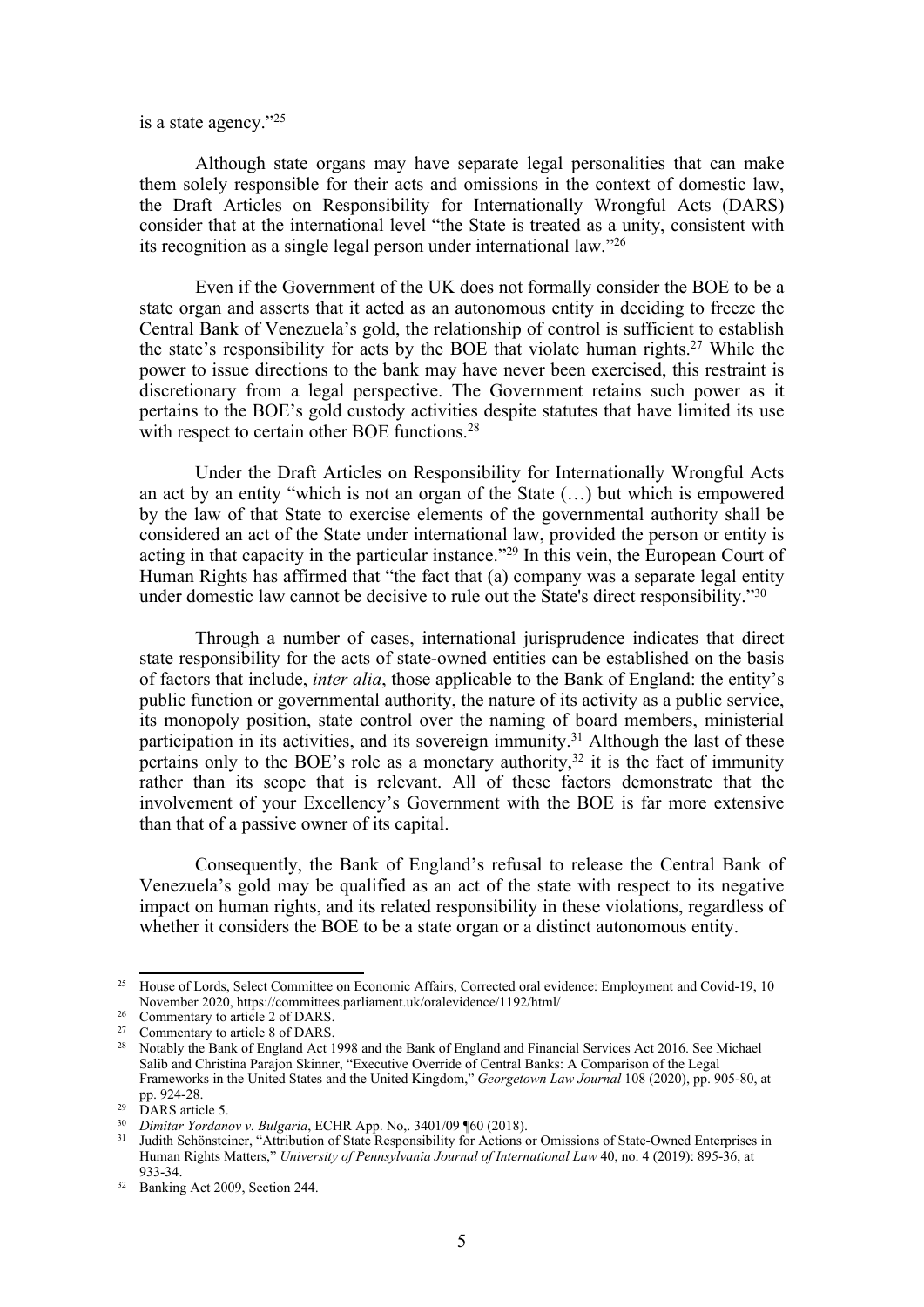is a state agency."[25]

Although state organs may have separate legal personalities that can make them solely responsible for their acts and omissions in the context of domestic law, the Draft Articles on Responsibility for Internationally Wrongful Acts (DARS) consider that at the international level "the State is treated as a unity, consistent with its recognition as a single legal person under international law."[26]

Even if the Government of the UK does not formally consider the BOE to be a state organ and asserts that it acted as an autonomous entity in deciding to freeze the Central Bank of Venezuela's gold, the relationship of control is sufficient to establish the state's responsibility for acts by the BOE that violate human rights.[27] While the power to issue directions to the bank may have never been exercised, this restraint is discretionary from a legal perspective. The Government retains such power as it pertains to the BOE's gold custody activities despite statutes that have limited its use with respect to certain other BOE functions.[28]

Under the Draft Articles on Responsibility for Internationally Wrongful Acts an act by an entity "which is not an organ of the State (…) but which is empowered by the law of that State to exercise elements of the governmental authority shall be considered an act of the State under international law, provided the person or entity is acting in that capacity in the particular instance."[29] In this vein, the European Court of Human Rights has affirmed that "the fact that (a) company was a separate legal entity under domestic law cannot be decisive to rule out the State's direct responsibility."[30]

Through a number of cases, international jurisprudence indicates that direct state responsibility for the acts of state-owned entities can be established on the basis of factors that include, *inter alia*, those applicable to the Bank of England: the entity's public function or governmental authority, the nature of its activity as a public service, its monopoly position, state control over the naming of board members, ministerial participation in its activities, and its sovereign immunity.[31] Although the last of these pertains only to the BOE's role as a monetary authority,[32] it is the fact of immunity rather than its scope that is relevant. All of these factors demonstrate that the involvement of your Excellency's Government with the BOE is far more extensive than that of a passive owner of its capital.

Consequently, the Bank of England's refusal to release the Central Bank of Venezuela's gold may be qualified as an act of the state with respect to its negative impact on human rights, and its related responsibility in these violations, regardless of whether it considers the BOE to be a state organ or a distinct autonomous entity.

---

[25] House of Lords, Select Committee on Economic Affairs, Corrected oral evidence: Employment and Covid-19, 10 November 2020, https://committees.parliament.uk/oralevidence/1192/html/

[26] Commentary to article 2 of DARS.

[27] Commentary to article 8 of DARS.

[28] Notably the Bank of England Act 1998 and the Bank of England and Financial Services Act 2016. See Michael Salib and Christina Parajon Skinner, "Executive Override of Central Banks: A Comparison of the Legal Frameworks in the United States and the United Kingdom," *Georgetown Law Journal* 108 (2020), pp. 905-80, at pp. 924-28.

[29] DARS article 5.

[30] *Dimitar Yordanov v. Bulgaria*, ECHR App. No,. 3401/09 ¶60 (2018).

[31] Judith Schönsteiner, "Attribution of State Responsibility for Actions or Omissions of State-Owned Enterprises in Human Rights Matters," *University of Pennsylvania Journal of International Law* 40, no. 4 (2019): 895-36, at 933-34.

[32] Banking Act 2009, Section 244.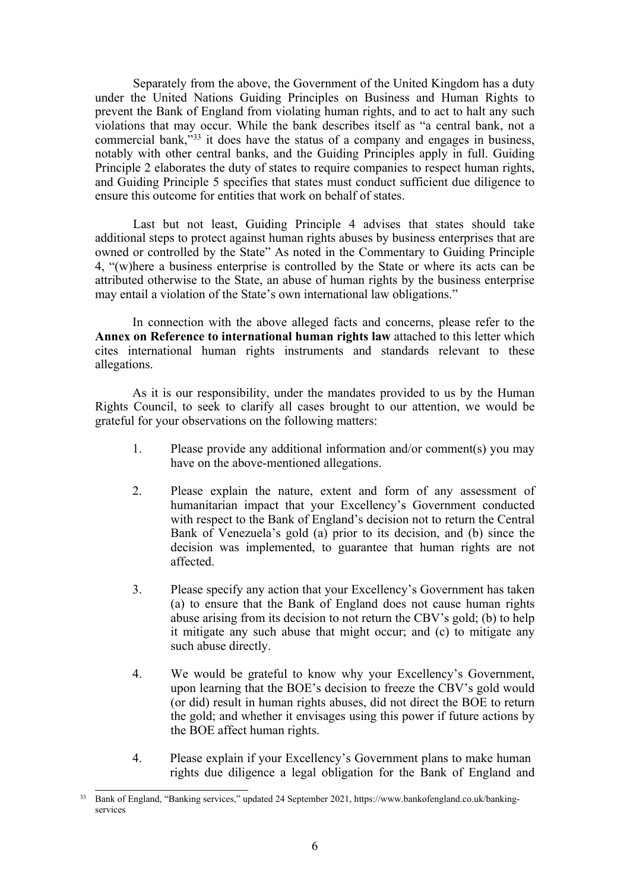Separately from the above, the Government of the United Kingdom has a duty under the United Nations Guiding Principles on Business and Human Rights to prevent the Bank of England from violating human rights, and to act to halt any such violations that may occur. While the bank describes itself as "a central bank, not a commercial bank,"[33] it does have the status of a company and engages in business, notably with other central banks, and the Guiding Principles apply in full. Guiding Principle 2 elaborates the duty of states to require companies to respect human rights, and Guiding Principle 5 specifies that states must conduct sufficient due diligence to ensure this outcome for entities that work on behalf of states.

Last but not least, Guiding Principle 4 advises that states should take additional steps to protect against human rights abuses by business enterprises that are owned or controlled by the State" As noted in the Commentary to Guiding Principle 4, "(w)here a business enterprise is controlled by the State or where its acts can be attributed otherwise to the State, an abuse of human rights by the business enterprise may entail a violation of the State's own international law obligations."

In connection with the above alleged facts and concerns, please refer to the **Annex on Reference to international human rights law** attached to this letter which cites international human rights instruments and standards relevant to these allegations.

As it is our responsibility, under the mandates provided to us by the Human Rights Council, to seek to clarify all cases brought to our attention, we would be grateful for your observations on the following matters:

1. Please provide any additional information and/or comment(s) you may have on the above-mentioned allegations.

2. Please explain the nature, extent and form of any assessment of humanitarian impact that your Excellency's Government conducted with respect to the Bank of England's decision not to return the Central Bank of Venezuela's gold (a) prior to its decision, and (b) since the decision was implemented, to guarantee that human rights are not affected.

3. Please specify any action that your Excellency's Government has taken (a) to ensure that the Bank of England does not cause human rights abuse arising from its decision to not return the CBV's gold; (b) to help it mitigate any such abuse that might occur; and (c) to mitigate any such abuse directly.

4. We would be grateful to know why your Excellency's Government, upon learning that the BOE's decision to freeze the CBV's gold would (or did) result in human rights abuses, did not direct the BOE to return the gold; and whether it envisages using this power if future actions by the BOE affect human rights.

4. Please explain if your Excellency's Government plans to make human rights due diligence a legal obligation for the Bank of England and

---

[33] Bank of England, "Banking services," updated 24 September 2021, https://www.bankofengland.co.uk/banking-services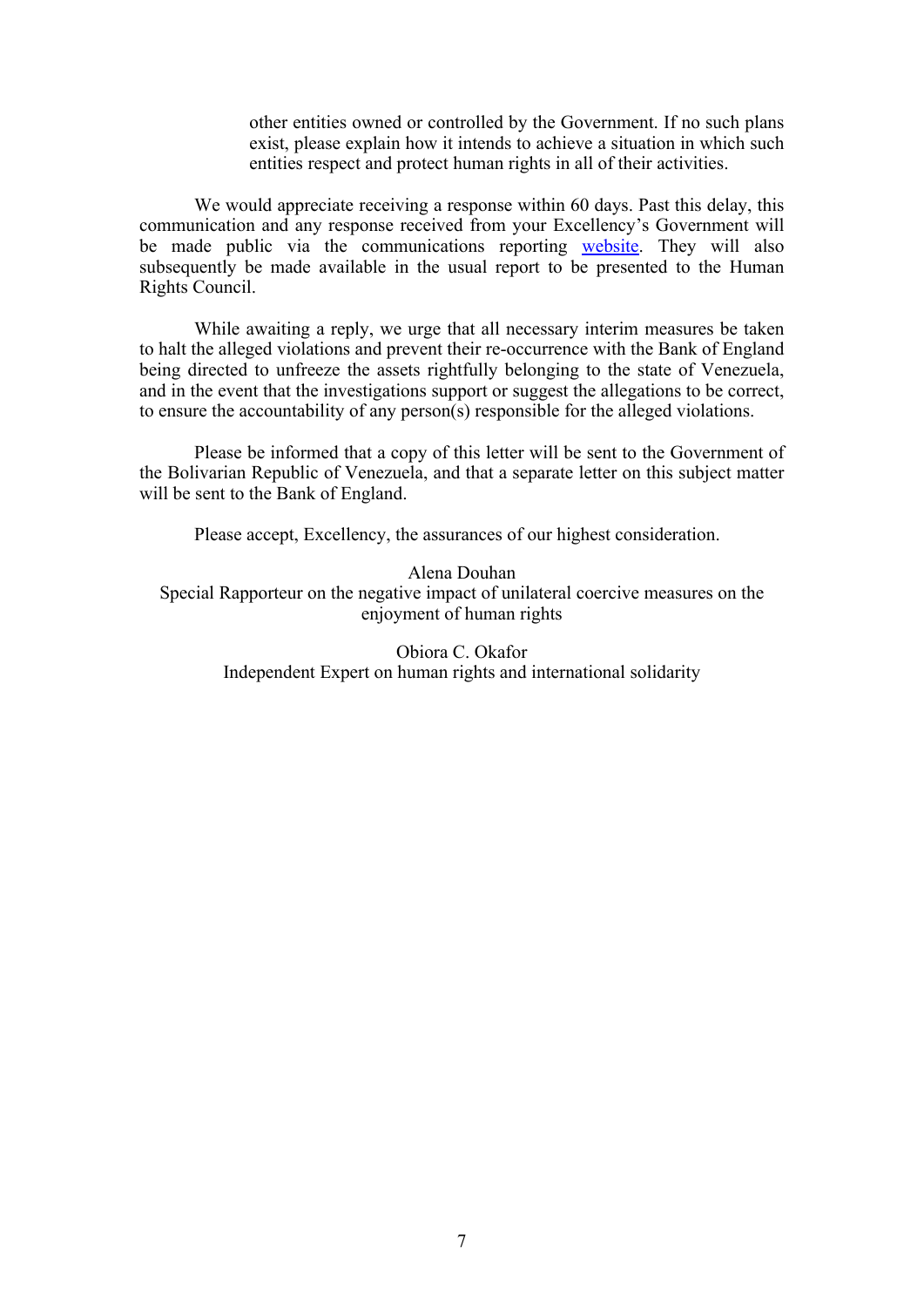other entities owned or controlled by the Government. If no such plans exist, please explain how it intends to achieve a situation in which such entities respect and protect human rights in all of their activities.

We would appreciate receiving a response within 60 days. Past this delay, this communication and any response received from your Excellency's Government will be made public via the communications reporting website. They will also subsequently be made available in the usual report to be presented to the Human Rights Council.

While awaiting a reply, we urge that all necessary interim measures be taken to halt the alleged violations and prevent their re-occurrence with the Bank of England being directed to unfreeze the assets rightfully belonging to the state of Venezuela, and in the event that the investigations support or suggest the allegations to be correct, to ensure the accountability of any person(s) responsible for the alleged violations.

Please be informed that a copy of this letter will be sent to the Government of the Bolivarian Republic of Venezuela, and that a separate letter on this subject matter will be sent to the Bank of England.

Please accept, Excellency, the assurances of our highest consideration.

Alena Douhan
Special Rapporteur on the negative impact of unilateral coercive measures on the enjoyment of human rights

Obiora C. Okafor
Independent Expert on human rights and international solidarity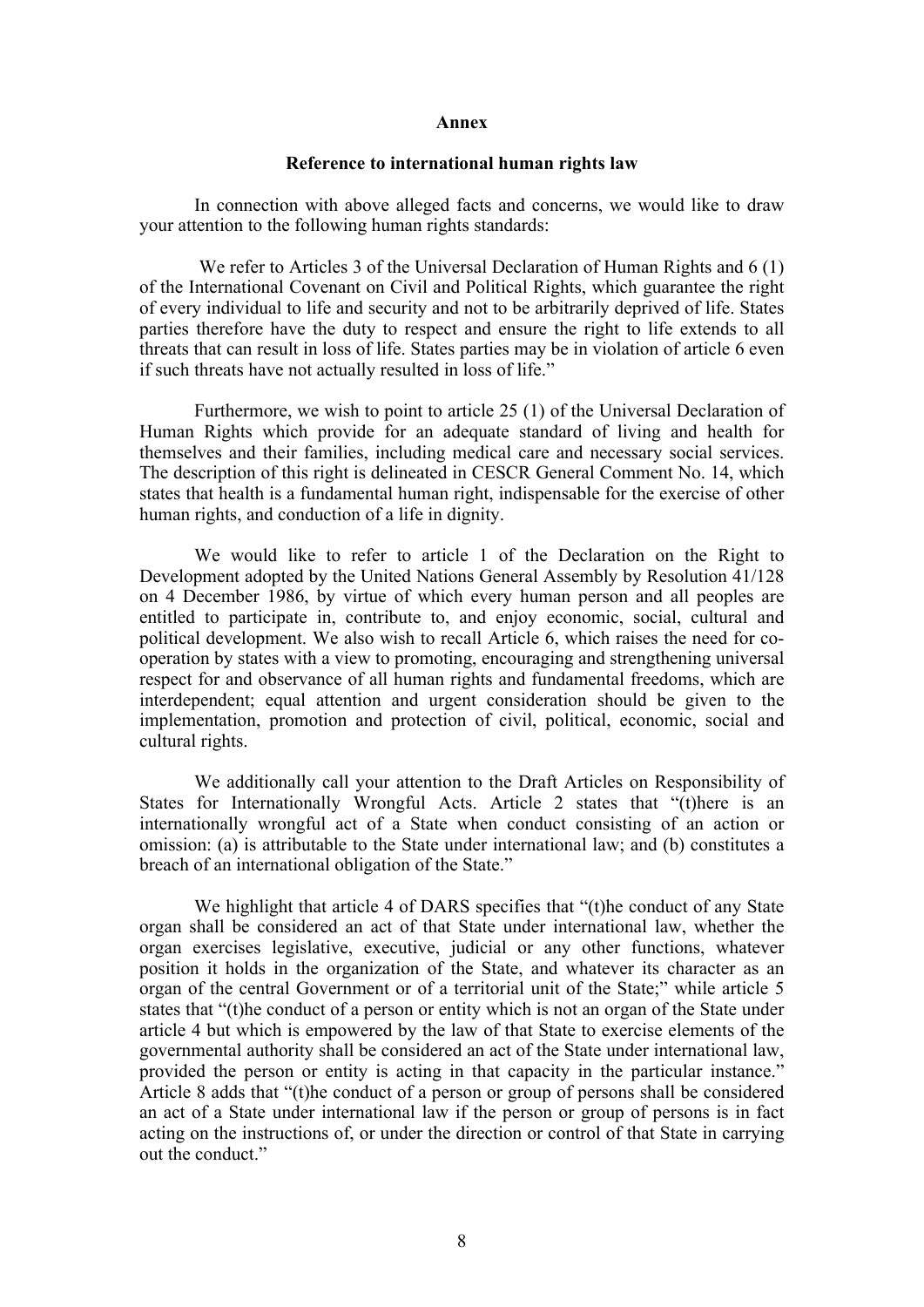## Annex

### Reference to international human rights law

In connection with above alleged facts and concerns, we would like to draw your attention to the following human rights standards:

We refer to Articles 3 of the Universal Declaration of Human Rights and 6 (1) of the International Covenant on Civil and Political Rights, which guarantee the right of every individual to life and security and not to be arbitrarily deprived of life. States parties therefore have the duty to respect and ensure the right to life extends to all threats that can result in loss of life. States parties may be in violation of article 6 even if such threats have not actually resulted in loss of life."

Furthermore, we wish to point to article 25 (1) of the Universal Declaration of Human Rights which provide for an adequate standard of living and health for themselves and their families, including medical care and necessary social services. The description of this right is delineated in CESCR General Comment No. 14, which states that health is a fundamental human right, indispensable for the exercise of other human rights, and conduction of a life in dignity.

We would like to refer to article 1 of the Declaration on the Right to Development adopted by the United Nations General Assembly by Resolution 41/128 on 4 December 1986, by virtue of which every human person and all peoples are entitled to participate in, contribute to, and enjoy economic, social, cultural and political development. We also wish to recall Article 6, which raises the need for co-operation by states with a view to promoting, encouraging and strengthening universal respect for and observance of all human rights and fundamental freedoms, which are interdependent; equal attention and urgent consideration should be given to the implementation, promotion and protection of civil, political, economic, social and cultural rights.

We additionally call your attention to the Draft Articles on Responsibility of States for Internationally Wrongful Acts. Article 2 states that "(t)here is an internationally wrongful act of a State when conduct consisting of an action or omission: (a) is attributable to the State under international law; and (b) constitutes a breach of an international obligation of the State."

We highlight that article 4 of DARS specifies that "(t)he conduct of any State organ shall be considered an act of that State under international law, whether the organ exercises legislative, executive, judicial or any other functions, whatever position it holds in the organization of the State, and whatever its character as an organ of the central Government or of a territorial unit of the State;" while article 5 states that "(t)he conduct of a person or entity which is not an organ of the State under article 4 but which is empowered by the law of that State to exercise elements of the governmental authority shall be considered an act of the State under international law, provided the person or entity is acting in that capacity in the particular instance." Article 8 adds that "(t)he conduct of a person or group of persons shall be considered an act of a State under international law if the person or group of persons is in fact acting on the instructions of, or under the direction or control of that State in carrying out the conduct."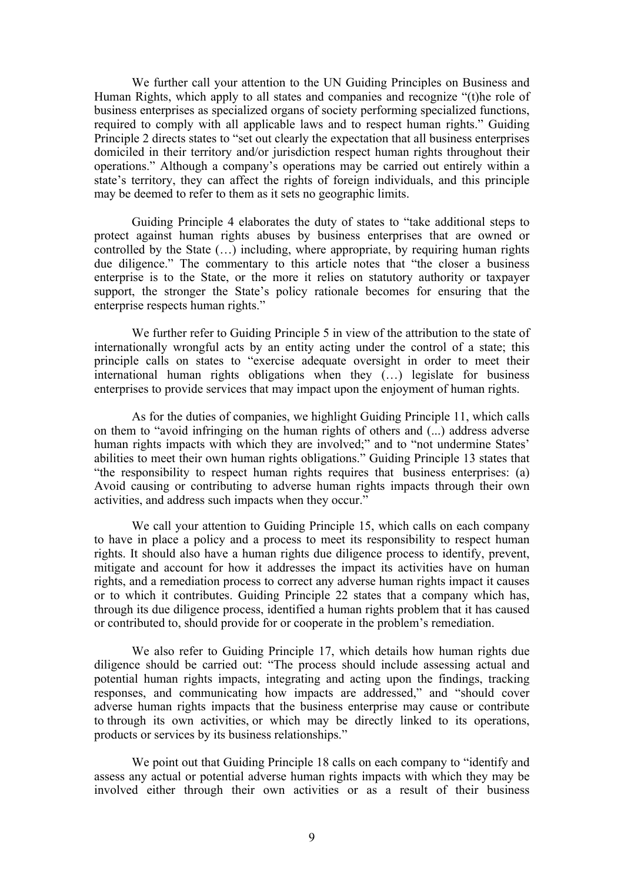We further call your attention to the UN Guiding Principles on Business and Human Rights, which apply to all states and companies and recognize "(t)he role of business enterprises as specialized organs of society performing specialized functions, required to comply with all applicable laws and to respect human rights." Guiding Principle 2 directs states to "set out clearly the expectation that all business enterprises domiciled in their territory and/or jurisdiction respect human rights throughout their operations." Although a company's operations may be carried out entirely within a state's territory, they can affect the rights of foreign individuals, and this principle may be deemed to refer to them as it sets no geographic limits.

Guiding Principle 4 elaborates the duty of states to "take additional steps to protect against human rights abuses by business enterprises that are owned or controlled by the State (…) including, where appropriate, by requiring human rights due diligence." The commentary to this article notes that "the closer a business enterprise is to the State, or the more it relies on statutory authority or taxpayer support, the stronger the State's policy rationale becomes for ensuring that the enterprise respects human rights."

We further refer to Guiding Principle 5 in view of the attribution to the state of internationally wrongful acts by an entity acting under the control of a state; this principle calls on states to "exercise adequate oversight in order to meet their international human rights obligations when they (…) legislate for business enterprises to provide services that may impact upon the enjoyment of human rights.

As for the duties of companies, we highlight Guiding Principle 11, which calls on them to "avoid infringing on the human rights of others and (...) address adverse human rights impacts with which they are involved;" and to "not undermine States' abilities to meet their own human rights obligations." Guiding Principle 13 states that "the responsibility to respect human rights requires that business enterprises: (a) Avoid causing or contributing to adverse human rights impacts through their own activities, and address such impacts when they occur."

We call your attention to Guiding Principle 15, which calls on each company to have in place a policy and a process to meet its responsibility to respect human rights. It should also have a human rights due diligence process to identify, prevent, mitigate and account for how it addresses the impact its activities have on human rights, and a remediation process to correct any adverse human rights impact it causes or to which it contributes. Guiding Principle 22 states that a company which has, through its due diligence process, identified a human rights problem that it has caused or contributed to, should provide for or cooperate in the problem's remediation.

We also refer to Guiding Principle 17, which details how human rights due diligence should be carried out: "The process should include assessing actual and potential human rights impacts, integrating and acting upon the findings, tracking responses, and communicating how impacts are addressed," and "should cover adverse human rights impacts that the business enterprise may cause or contribute to through its own activities, or which may be directly linked to its operations, products or services by its business relationships."

We point out that Guiding Principle 18 calls on each company to "identify and assess any actual or potential adverse human rights impacts with which they may be involved either through their own activities or as a result of their business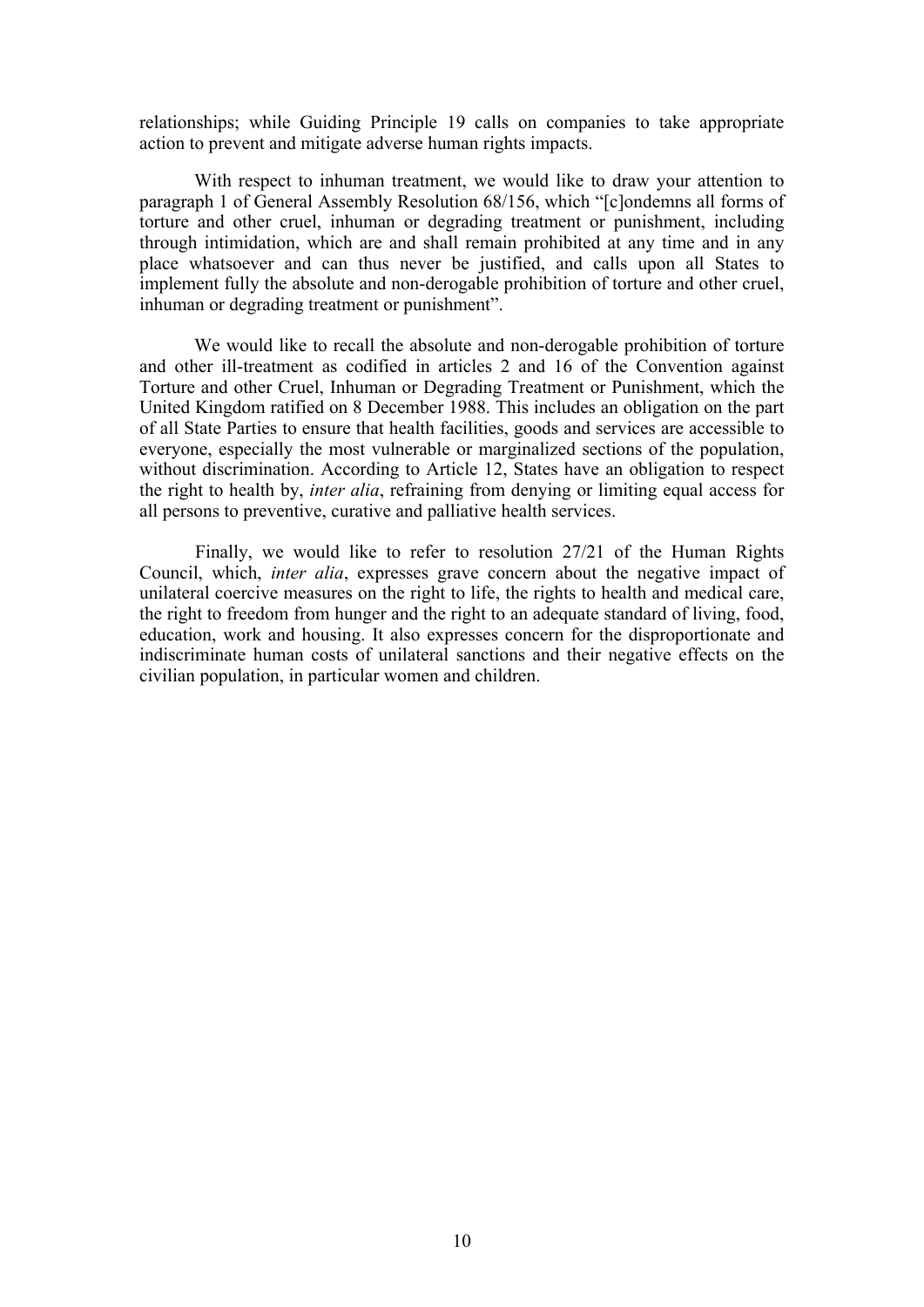relationships; while Guiding Principle 19 calls on companies to take appropriate action to prevent and mitigate adverse human rights impacts.

With respect to inhuman treatment, we would like to draw your attention to paragraph 1 of General Assembly Resolution 68/156, which "[c]ondemns all forms of torture and other cruel, inhuman or degrading treatment or punishment, including through intimidation, which are and shall remain prohibited at any time and in any place whatsoever and can thus never be justified, and calls upon all States to implement fully the absolute and non-derogable prohibition of torture and other cruel, inhuman or degrading treatment or punishment".

We would like to recall the absolute and non-derogable prohibition of torture and other ill-treatment as codified in articles 2 and 16 of the Convention against Torture and other Cruel, Inhuman or Degrading Treatment or Punishment, which the United Kingdom ratified on 8 December 1988. This includes an obligation on the part of all State Parties to ensure that health facilities, goods and services are accessible to everyone, especially the most vulnerable or marginalized sections of the population, without discrimination. According to Article 12, States have an obligation to respect the right to health by, *inter alia*, refraining from denying or limiting equal access for all persons to preventive, curative and palliative health services.

Finally, we would like to refer to resolution 27/21 of the Human Rights Council, which, *inter alia*, expresses grave concern about the negative impact of unilateral coercive measures on the right to life, the rights to health and medical care, the right to freedom from hunger and the right to an adequate standard of living, food, education, work and housing. It also expresses concern for the disproportionate and indiscriminate human costs of unilateral sanctions and their negative effects on the civilian population, in particular women and children.